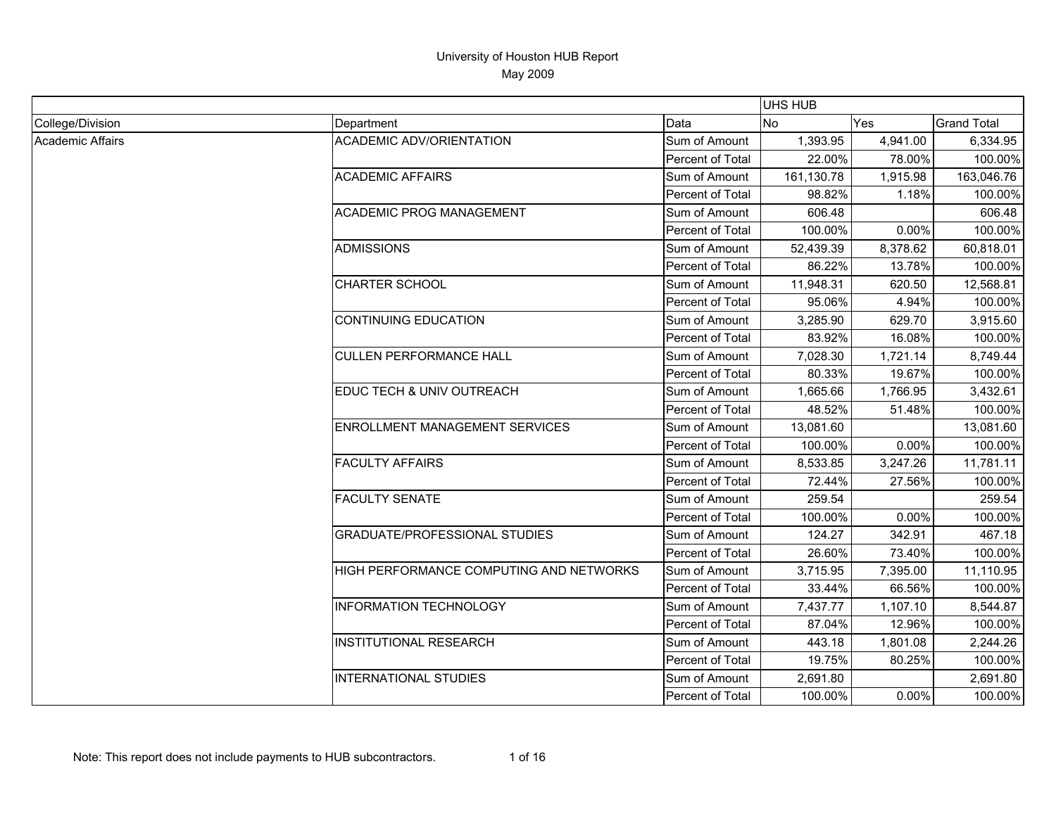# University of Houston HUB Report

May 2009

| | | | UHS HUB | | |
|---|---|---|---|---|---|
| College/Division | Department | Data | No | Yes | Grand Total |
| Academic Affairs | ACADEMIC ADV/ORIENTATION | Sum of Amount | 1,393.95 | 4,941.00 | 6,334.95 |
| | | Percent of Total | 22.00% | 78.00% | 100.00% |
| | ACADEMIC AFFAIRS | Sum of Amount | 161,130.78 | 1,915.98 | 163,046.76 |
| | | Percent of Total | 98.82% | 1.18% | 100.00% |
| | ACADEMIC PROG MANAGEMENT | Sum of Amount | 606.48 | | 606.48 |
| | | Percent of Total | 100.00% | 0.00% | 100.00% |
| | ADMISSIONS | Sum of Amount | 52,439.39 | 8,378.62 | 60,818.01 |
| | | Percent of Total | 86.22% | 13.78% | 100.00% |
| | CHARTER SCHOOL | Sum of Amount | 11,948.31 | 620.50 | 12,568.81 |
| | | Percent of Total | 95.06% | 4.94% | 100.00% |
| | CONTINUING EDUCATION | Sum of Amount | 3,285.90 | 629.70 | 3,915.60 |
| | | Percent of Total | 83.92% | 16.08% | 100.00% |
| | CULLEN PERFORMANCE HALL | Sum of Amount | 7,028.30 | 1,721.14 | 8,749.44 |
| | | Percent of Total | 80.33% | 19.67% | 100.00% |
| | EDUC TECH & UNIV OUTREACH | Sum of Amount | 1,665.66 | 1,766.95 | 3,432.61 |
| | | Percent of Total | 48.52% | 51.48% | 100.00% |
| | ENROLLMENT MANAGEMENT SERVICES | Sum of Amount | 13,081.60 | | 13,081.60 |
| | | Percent of Total | 100.00% | 0.00% | 100.00% |
| | FACULTY AFFAIRS | Sum of Amount | 8,533.85 | 3,247.26 | 11,781.11 |
| | | Percent of Total | 72.44% | 27.56% | 100.00% |
| | FACULTY SENATE | Sum of Amount | 259.54 | | 259.54 |
| | | Percent of Total | 100.00% | 0.00% | 100.00% |
| | GRADUATE/PROFESSIONAL STUDIES | Sum of Amount | 124.27 | 342.91 | 467.18 |
| | | Percent of Total | 26.60% | 73.40% | 100.00% |
| | HIGH PERFORMANCE COMPUTING AND NETWORKS | Sum of Amount | 3,715.95 | 7,395.00 | 11,110.95 |
| | | Percent of Total | 33.44% | 66.56% | 100.00% |
| | INFORMATION TECHNOLOGY | Sum of Amount | 7,437.77 | 1,107.10 | 8,544.87 |
| | | Percent of Total | 87.04% | 12.96% | 100.00% |
| | INSTITUTIONAL RESEARCH | Sum of Amount | 443.18 | 1,801.08 | 2,244.26 |
| | | Percent of Total | 19.75% | 80.25% | 100.00% |
| | INTERNATIONAL STUDIES | Sum of Amount | 2,691.80 | | 2,691.80 |
| | | Percent of Total | 100.00% | 0.00% | 100.00% |

Note: This report does not include payments to HUB subcontractors.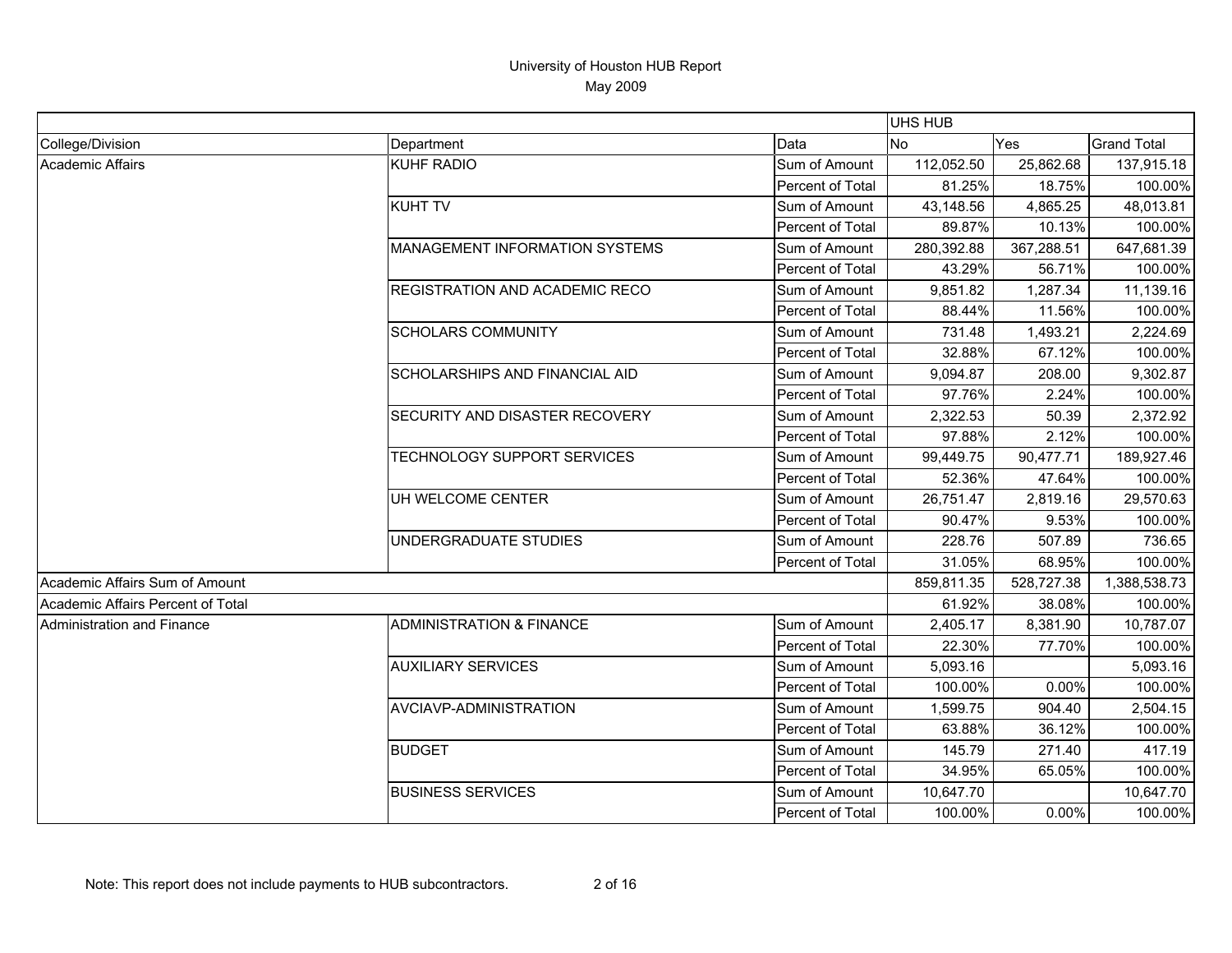# University of Houston HUB Report

May 2009

| | | | UHS HUB | | |
|---|---|---|---|---|---|
| College/Division | Department | Data | No | Yes | Grand Total |
| Academic Affairs | KUHF RADIO | Sum of Amount | 112,052.50 | 25,862.68 | 137,915.18 |
| | | Percent of Total | 81.25% | 18.75% | 100.00% |
| | KUHT TV | Sum of Amount | 43,148.56 | 4,865.25 | 48,013.81 |
| | | Percent of Total | 89.87% | 10.13% | 100.00% |
| | MANAGEMENT INFORMATION SYSTEMS | Sum of Amount | 280,392.88 | 367,288.51 | 647,681.39 |
| | | Percent of Total | 43.29% | 56.71% | 100.00% |
| | REGISTRATION AND ACADEMIC RECO | Sum of Amount | 9,851.82 | 1,287.34 | 11,139.16 |
| | | Percent of Total | 88.44% | 11.56% | 100.00% |
| | SCHOLARS COMMUNITY | Sum of Amount | 731.48 | 1,493.21 | 2,224.69 |
| | | Percent of Total | 32.88% | 67.12% | 100.00% |
| | SCHOLARSHIPS AND FINANCIAL AID | Sum of Amount | 9,094.87 | 208.00 | 9,302.87 |
| | | Percent of Total | 97.76% | 2.24% | 100.00% |
| | SECURITY AND DISASTER RECOVERY | Sum of Amount | 2,322.53 | 50.39 | 2,372.92 |
| | | Percent of Total | 97.88% | 2.12% | 100.00% |
| | TECHNOLOGY SUPPORT SERVICES | Sum of Amount | 99,449.75 | 90,477.71 | 189,927.46 |
| | | Percent of Total | 52.36% | 47.64% | 100.00% |
| | UH WELCOME CENTER | Sum of Amount | 26,751.47 | 2,819.16 | 29,570.63 |
| | | Percent of Total | 90.47% | 9.53% | 100.00% |
| | UNDERGRADUATE STUDIES | Sum of Amount | 228.76 | 507.89 | 736.65 |
| | | Percent of Total | 31.05% | 68.95% | 100.00% |
| Academic Affairs Sum of Amount | | | 859,811.35 | 528,727.38 | 1,388,538.73 |
| Academic Affairs Percent of Total | | | 61.92% | 38.08% | 100.00% |
| Administration and Finance | ADMINISTRATION & FINANCE | Sum of Amount | 2,405.17 | 8,381.90 | 10,787.07 |
| | | Percent of Total | 22.30% | 77.70% | 100.00% |
| | AUXILIARY SERVICES | Sum of Amount | 5,093.16 | | 5,093.16 |
| | | Percent of Total | 100.00% | 0.00% | 100.00% |
| | AVCIAVP-ADMINISTRATION | Sum of Amount | 1,599.75 | 904.40 | 2,504.15 |
| | | Percent of Total | 63.88% | 36.12% | 100.00% |
| | BUDGET | Sum of Amount | 145.79 | 271.40 | 417.19 |
| | | Percent of Total | 34.95% | 65.05% | 100.00% |
| | BUSINESS SERVICES | Sum of Amount | 10,647.70 | | 10,647.70 |
| | | Percent of Total | 100.00% | 0.00% | 100.00% |

Note: This report does not include payments to HUB subcontractors.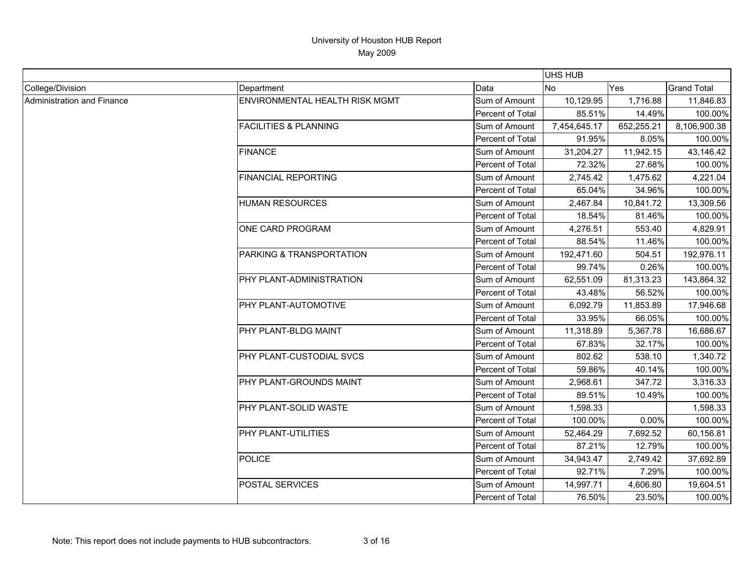University of Houston HUB Report
May 2009

| | | | UHS HUB | | |
|---|---|---|---|---|---|
| College/Division | Department | Data | No | Yes | Grand Total |
| Administration and Finance | ENVIRONMENTAL HEALTH RISK MGMT | Sum of Amount | 10,129.95 | 1,716.88 | 11,846.83 |
| | | Percent of Total | 85.51% | 14.49% | 100.00% |
| | FACILITIES & PLANNING | Sum of Amount | 7,454,645.17 | 652,255.21 | 8,106,900.38 |
| | | Percent of Total | 91.95% | 8.05% | 100.00% |
| | FINANCE | Sum of Amount | 31,204.27 | 11,942.15 | 43,146.42 |
| | | Percent of Total | 72.32% | 27.68% | 100.00% |
| | FINANCIAL REPORTING | Sum of Amount | 2,745.42 | 1,475.62 | 4,221.04 |
| | | Percent of Total | 65.04% | 34.96% | 100.00% |
| | HUMAN RESOURCES | Sum of Amount | 2,467.84 | 10,841.72 | 13,309.56 |
| | | Percent of Total | 18.54% | 81.46% | 100.00% |
| | ONE CARD PROGRAM | Sum of Amount | 4,276.51 | 553.40 | 4,829.91 |
| | | Percent of Total | 88.54% | 11.46% | 100.00% |
| | PARKING & TRANSPORTATION | Sum of Amount | 192,471.60 | 504.51 | 192,976.11 |
| | | Percent of Total | 99.74% | 0.26% | 100.00% |
| | PHY PLANT-ADMINISTRATION | Sum of Amount | 62,551.09 | 81,313.23 | 143,864.32 |
| | | Percent of Total | 43.48% | 56.52% | 100.00% |
| | PHY PLANT-AUTOMOTIVE | Sum of Amount | 6,092.79 | 11,853.89 | 17,946.68 |
| | | Percent of Total | 33.95% | 66.05% | 100.00% |
| | PHY PLANT-BLDG MAINT | Sum of Amount | 11,318.89 | 5,367.78 | 16,686.67 |
| | | Percent of Total | 67.83% | 32.17% | 100.00% |
| | PHY PLANT-CUSTODIAL SVCS | Sum of Amount | 802.62 | 538.10 | 1,340.72 |
| | | Percent of Total | 59.86% | 40.14% | 100.00% |
| | PHY PLANT-GROUNDS MAINT | Sum of Amount | 2,968.61 | 347.72 | 3,316.33 |
| | | Percent of Total | 89.51% | 10.49% | 100.00% |
| | PHY PLANT-SOLID WASTE | Sum of Amount | 1,598.33 | | 1,598.33 |
| | | Percent of Total | 100.00% | 0.00% | 100.00% |
| | PHY PLANT-UTILITIES | Sum of Amount | 52,464.29 | 7,692.52 | 60,156.81 |
| | | Percent of Total | 87.21% | 12.79% | 100.00% |
| | POLICE | Sum of Amount | 34,943.47 | 2,749.42 | 37,692.89 |
| | | Percent of Total | 92.71% | 7.29% | 100.00% |
| | POSTAL SERVICES | Sum of Amount | 14,997.71 | 4,606.80 | 19,604.51 |
| | | Percent of Total | 76.50% | 23.50% | 100.00% |

Note: This report does not include payments to HUB subcontractors.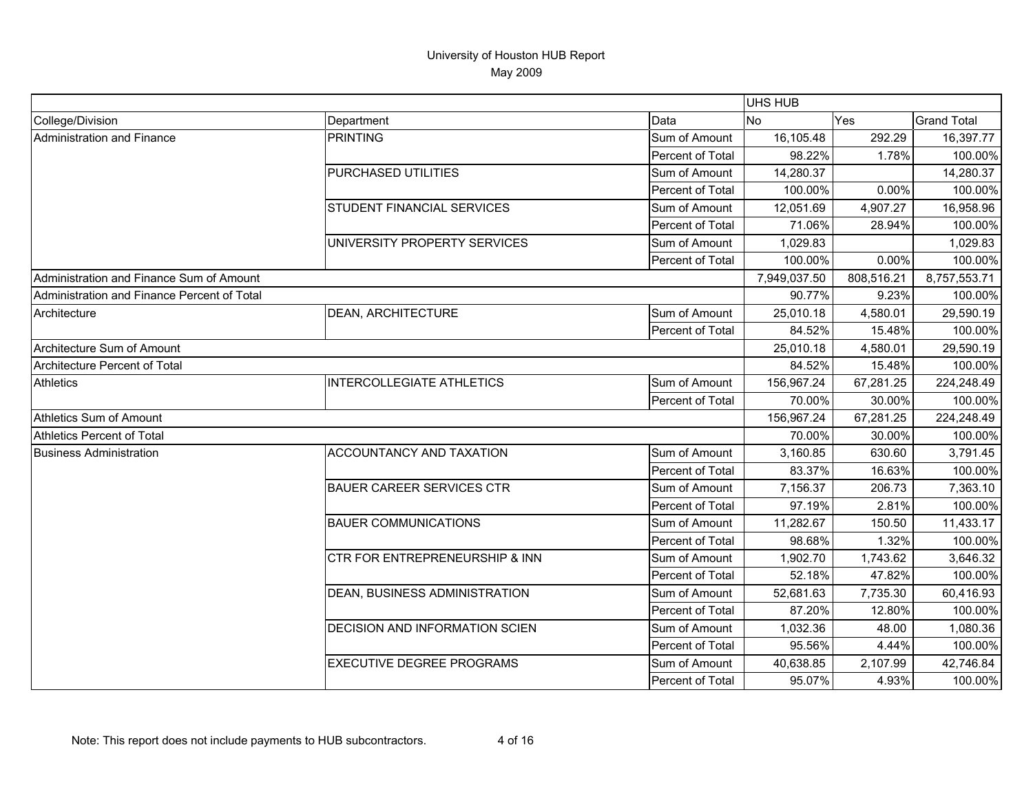# University of Houston HUB Report

May 2009

| | | | UHS HUB | | |
|---|---|---|---|---|---|
| College/Division | Department | Data | No | Yes | Grand Total |
| Administration and Finance | PRINTING | Sum of Amount | 16,105.48 | 292.29 | 16,397.77 |
| | | Percent of Total | 98.22% | 1.78% | 100.00% |
| | PURCHASED UTILITIES | Sum of Amount | 14,280.37 | | 14,280.37 |
| | | Percent of Total | 100.00% | 0.00% | 100.00% |
| | STUDENT FINANCIAL SERVICES | Sum of Amount | 12,051.69 | 4,907.27 | 16,958.96 |
| | | Percent of Total | 71.06% | 28.94% | 100.00% |
| | UNIVERSITY PROPERTY SERVICES | Sum of Amount | 1,029.83 | | 1,029.83 |
| | | Percent of Total | 100.00% | 0.00% | 100.00% |
| Administration and Finance Sum of Amount | | | 7,949,037.50 | 808,516.21 | 8,757,553.71 |
| Administration and Finance Percent of Total | | | 90.77% | 9.23% | 100.00% |
| Architecture | DEAN, ARCHITECTURE | Sum of Amount | 25,010.18 | 4,580.01 | 29,590.19 |
| | | Percent of Total | 84.52% | 15.48% | 100.00% |
| Architecture Sum of Amount | | | 25,010.18 | 4,580.01 | 29,590.19 |
| Architecture Percent of Total | | | 84.52% | 15.48% | 100.00% |
| Athletics | INTERCOLLEGIATE ATHLETICS | Sum of Amount | 156,967.24 | 67,281.25 | 224,248.49 |
| | | Percent of Total | 70.00% | 30.00% | 100.00% |
| Athletics Sum of Amount | | | 156,967.24 | 67,281.25 | 224,248.49 |
| Athletics Percent of Total | | | 70.00% | 30.00% | 100.00% |
| Business Administration | ACCOUNTANCY AND TAXATION | Sum of Amount | 3,160.85 | 630.60 | 3,791.45 |
| | | Percent of Total | 83.37% | 16.63% | 100.00% |
| | BAUER CAREER SERVICES CTR | Sum of Amount | 7,156.37 | 206.73 | 7,363.10 |
| | | Percent of Total | 97.19% | 2.81% | 100.00% |
| | BAUER COMMUNICATIONS | Sum of Amount | 11,282.67 | 150.50 | 11,433.17 |
| | | Percent of Total | 98.68% | 1.32% | 100.00% |
| | CTR FOR ENTREPRENEURSHIP & INN | Sum of Amount | 1,902.70 | 1,743.62 | 3,646.32 |
| | | Percent of Total | 52.18% | 47.82% | 100.00% |
| | DEAN, BUSINESS ADMINISTRATION | Sum of Amount | 52,681.63 | 7,735.30 | 60,416.93 |
| | | Percent of Total | 87.20% | 12.80% | 100.00% |
| | DECISION AND INFORMATION SCIEN | Sum of Amount | 1,032.36 | 48.00 | 1,080.36 |
| | | Percent of Total | 95.56% | 4.44% | 100.00% |
| | EXECUTIVE DEGREE PROGRAMS | Sum of Amount | 40,638.85 | 2,107.99 | 42,746.84 |
| | | Percent of Total | 95.07% | 4.93% | 100.00% |

Note: This report does not include payments to HUB subcontractors.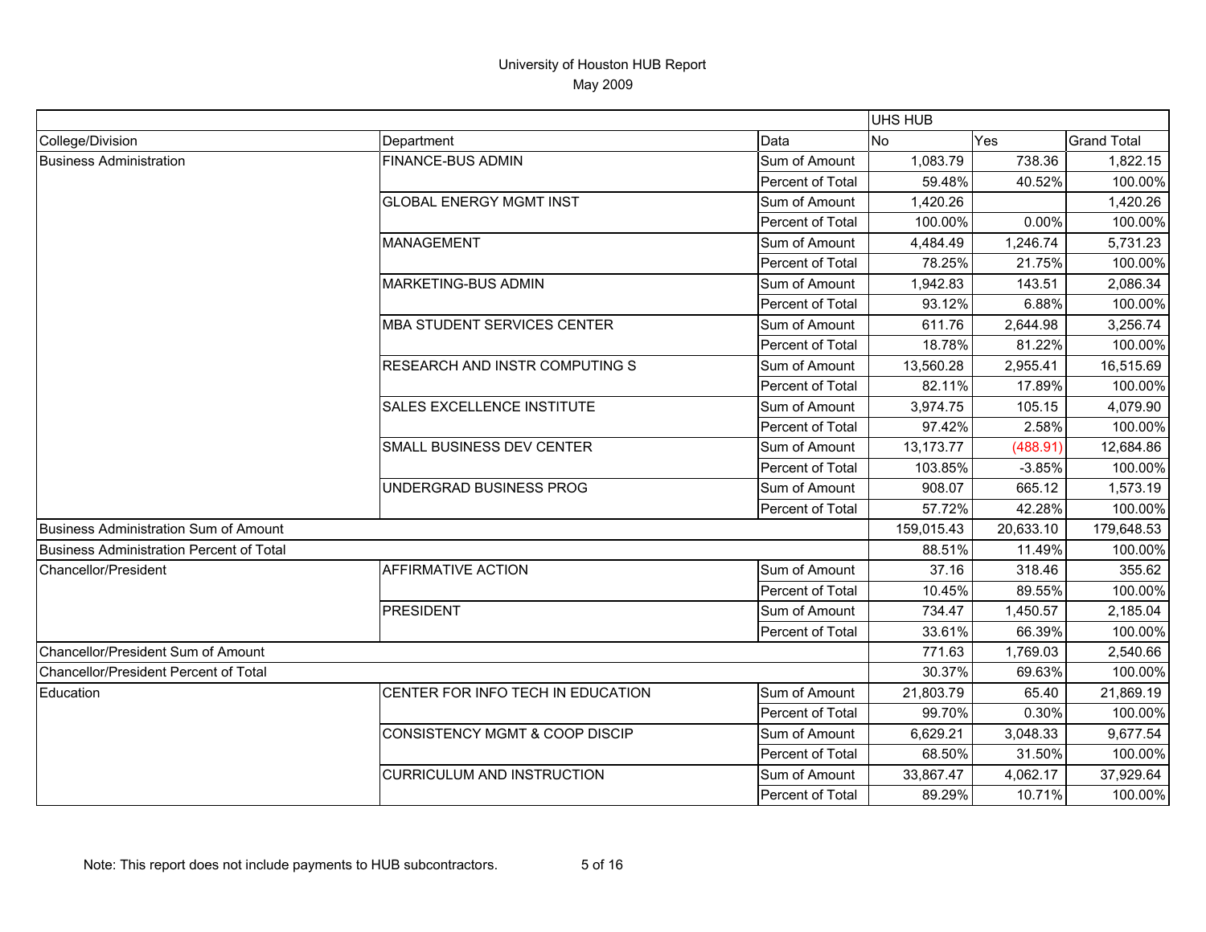# University of Houston HUB Report

May 2009

| | | | UHS HUB | | |
|---|---|---|---|---|---|
| College/Division | Department | Data | No | Yes | Grand Total |
| Business Administration | FINANCE-BUS ADMIN | Sum of Amount | 1,083.79 | 738.36 | 1,822.15 |
| | | Percent of Total | 59.48% | 40.52% | 100.00% |
| | GLOBAL ENERGY MGMT INST | Sum of Amount | 1,420.26 | | 1,420.26 |
| | | Percent of Total | 100.00% | 0.00% | 100.00% |
| | MANAGEMENT | Sum of Amount | 4,484.49 | 1,246.74 | 5,731.23 |
| | | Percent of Total | 78.25% | 21.75% | 100.00% |
| | MARKETING-BUS ADMIN | Sum of Amount | 1,942.83 | 143.51 | 2,086.34 |
| | | Percent of Total | 93.12% | 6.88% | 100.00% |
| | MBA STUDENT SERVICES CENTER | Sum of Amount | 611.76 | 2,644.98 | 3,256.74 |
| | | Percent of Total | 18.78% | 81.22% | 100.00% |
| | RESEARCH AND INSTR COMPUTING S | Sum of Amount | 13,560.28 | 2,955.41 | 16,515.69 |
| | | Percent of Total | 82.11% | 17.89% | 100.00% |
| | SALES EXCELLENCE INSTITUTE | Sum of Amount | 3,974.75 | 105.15 | 4,079.90 |
| | | Percent of Total | 97.42% | 2.58% | 100.00% |
| | SMALL BUSINESS DEV CENTER | Sum of Amount | 13,173.77 | (488.91) | 12,684.86 |
| | | Percent of Total | 103.85% | -3.85% | 100.00% |
| | UNDERGRAD BUSINESS PROG | Sum of Amount | 908.07 | 665.12 | 1,573.19 |
| | | Percent of Total | 57.72% | 42.28% | 100.00% |
| Business Administration Sum of Amount | | | 159,015.43 | 20,633.10 | 179,648.53 |
| Business Administration Percent of Total | | | 88.51% | 11.49% | 100.00% |
| Chancellor/President | AFFIRMATIVE ACTION | Sum of Amount | 37.16 | 318.46 | 355.62 |
| | | Percent of Total | 10.45% | 89.55% | 100.00% |
| | PRESIDENT | Sum of Amount | 734.47 | 1,450.57 | 2,185.04 |
| | | Percent of Total | 33.61% | 66.39% | 100.00% |
| Chancellor/President Sum of Amount | | | 771.63 | 1,769.03 | 2,540.66 |
| Chancellor/President Percent of Total | | | 30.37% | 69.63% | 100.00% |
| Education | CENTER FOR INFO TECH IN EDUCATION | Sum of Amount | 21,803.79 | 65.40 | 21,869.19 |
| | | Percent of Total | 99.70% | 0.30% | 100.00% |
| | CONSISTENCY MGMT & COOP DISCIP | Sum of Amount | 6,629.21 | 3,048.33 | 9,677.54 |
| | | Percent of Total | 68.50% | 31.50% | 100.00% |
| | CURRICULUM AND INSTRUCTION | Sum of Amount | 33,867.47 | 4,062.17 | 37,929.64 |
| | | Percent of Total | 89.29% | 10.71% | 100.00% |

Note: This report does not include payments to HUB subcontractors.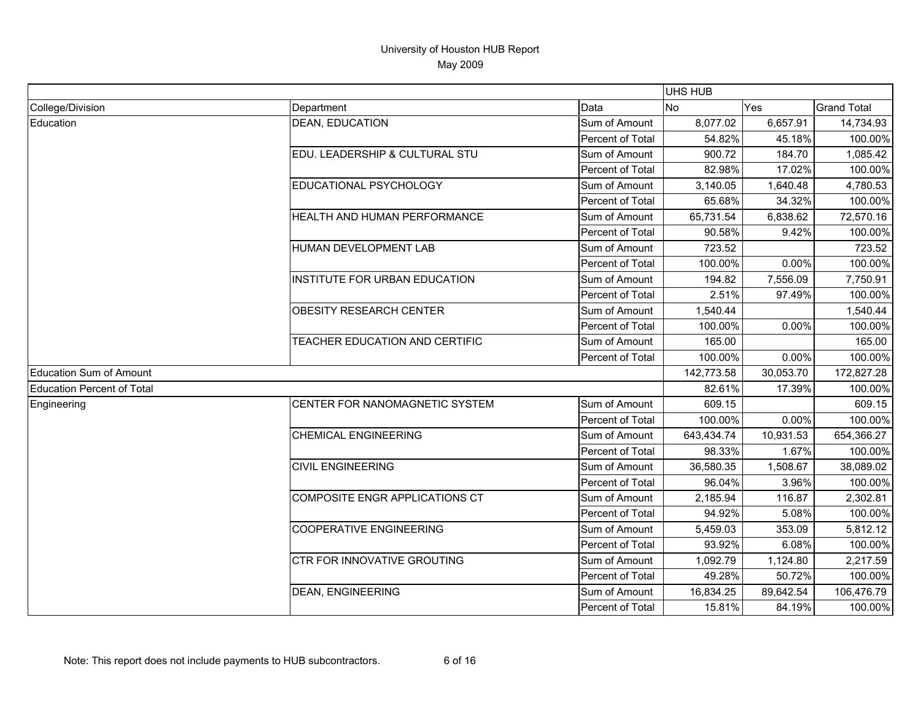University of Houston HUB Report
May 2009

| | | | UHS HUB | | |
|---|---|---|---|---|---|
| College/Division | Department | Data | No | Yes | Grand Total |
| Education | DEAN, EDUCATION | Sum of Amount | 8,077.02 | 6,657.91 | 14,734.93 |
| | | Percent of Total | 54.82% | 45.18% | 100.00% |
| | EDU. LEADERSHIP & CULTURAL STU | Sum of Amount | 900.72 | 184.70 | 1,085.42 |
| | | Percent of Total | 82.98% | 17.02% | 100.00% |
| | EDUCATIONAL PSYCHOLOGY | Sum of Amount | 3,140.05 | 1,640.48 | 4,780.53 |
| | | Percent of Total | 65.68% | 34.32% | 100.00% |
| | HEALTH AND HUMAN PERFORMANCE | Sum of Amount | 65,731.54 | 6,838.62 | 72,570.16 |
| | | Percent of Total | 90.58% | 9.42% | 100.00% |
| | HUMAN DEVELOPMENT LAB | Sum of Amount | 723.52 | | 723.52 |
| | | Percent of Total | 100.00% | 0.00% | 100.00% |
| | INSTITUTE FOR URBAN EDUCATION | Sum of Amount | 194.82 | 7,556.09 | 7,750.91 |
| | | Percent of Total | 2.51% | 97.49% | 100.00% |
| | OBESITY RESEARCH CENTER | Sum of Amount | 1,540.44 | | 1,540.44 |
| | | Percent of Total | 100.00% | 0.00% | 100.00% |
| | TEACHER EDUCATION AND CERTIFIC | Sum of Amount | 165.00 | | 165.00 |
| | | Percent of Total | 100.00% | 0.00% | 100.00% |
| Education Sum of Amount | | | 142,773.58 | 30,053.70 | 172,827.28 |
| Education Percent of Total | | | 82.61% | 17.39% | 100.00% |
| Engineering | CENTER FOR NANOMAGNETIC SYSTEM | Sum of Amount | 609.15 | | 609.15 |
| | | Percent of Total | 100.00% | 0.00% | 100.00% |
| | CHEMICAL ENGINEERING | Sum of Amount | 643,434.74 | 10,931.53 | 654,366.27 |
| | | Percent of Total | 98.33% | 1.67% | 100.00% |
| | CIVIL ENGINEERING | Sum of Amount | 36,580.35 | 1,508.67 | 38,089.02 |
| | | Percent of Total | 96.04% | 3.96% | 100.00% |
| | COMPOSITE ENGR APPLICATIONS CT | Sum of Amount | 2,185.94 | 116.87 | 2,302.81 |
| | | Percent of Total | 94.92% | 5.08% | 100.00% |
| | COOPERATIVE ENGINEERING | Sum of Amount | 5,459.03 | 353.09 | 5,812.12 |
| | | Percent of Total | 93.92% | 6.08% | 100.00% |
| | CTR FOR INNOVATIVE GROUTING | Sum of Amount | 1,092.79 | 1,124.80 | 2,217.59 |
| | | Percent of Total | 49.28% | 50.72% | 100.00% |
| | DEAN, ENGINEERING | Sum of Amount | 16,834.25 | 89,642.54 | 106,476.79 |
| | | Percent of Total | 15.81% | 84.19% | 100.00% |

Note: This report does not include payments to HUB subcontractors.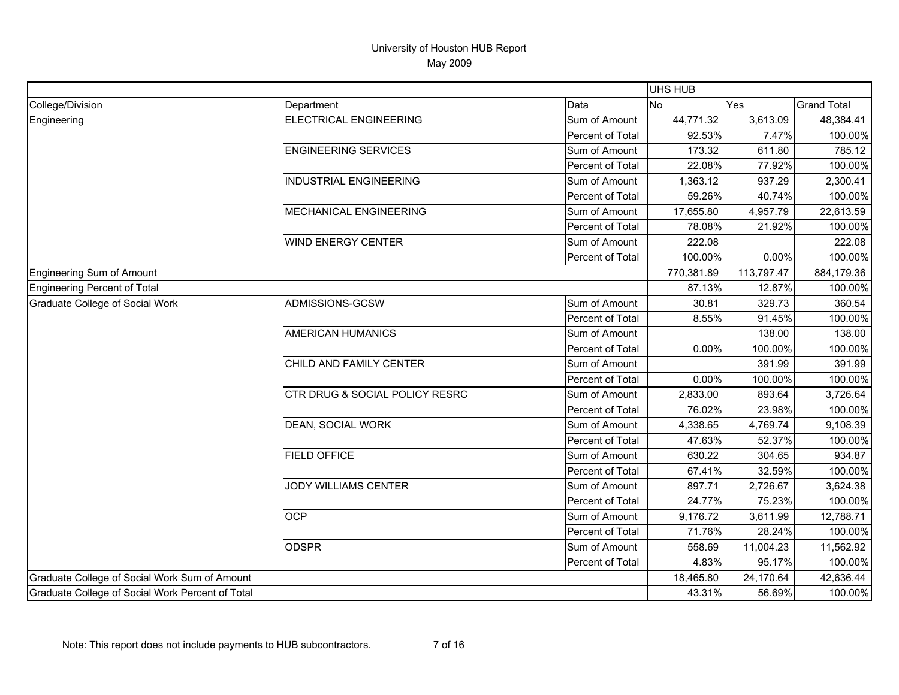# University of Houston HUB Report

May 2009

| | | | UHS HUB | | |
|---|---|---|---|---|---|
| College/Division | Department | Data | No | Yes | Grand Total |
| Engineering | ELECTRICAL ENGINEERING | Sum of Amount | 44,771.32 | 3,613.09 | 48,384.41 |
| | | Percent of Total | 92.53% | 7.47% | 100.00% |
| | ENGINEERING SERVICES | Sum of Amount | 173.32 | 611.80 | 785.12 |
| | | Percent of Total | 22.08% | 77.92% | 100.00% |
| | INDUSTRIAL ENGINEERING | Sum of Amount | 1,363.12 | 937.29 | 2,300.41 |
| | | Percent of Total | 59.26% | 40.74% | 100.00% |
| | MECHANICAL ENGINEERING | Sum of Amount | 17,655.80 | 4,957.79 | 22,613.59 |
| | | Percent of Total | 78.08% | 21.92% | 100.00% |
| | WIND ENERGY CENTER | Sum of Amount | 222.08 | | 222.08 |
| | | Percent of Total | 100.00% | 0.00% | 100.00% |
| Engineering Sum of Amount | | | 770,381.89 | 113,797.47 | 884,179.36 |
| Engineering Percent of Total | | | 87.13% | 12.87% | 100.00% |
| Graduate College of Social Work | ADMISSIONS-GCSW | Sum of Amount | 30.81 | 329.73 | 360.54 |
| | | Percent of Total | 8.55% | 91.45% | 100.00% |
| | AMERICAN HUMANICS | Sum of Amount | | 138.00 | 138.00 |
| | | Percent of Total | 0.00% | 100.00% | 100.00% |
| | CHILD AND FAMILY CENTER | Sum of Amount | | 391.99 | 391.99 |
| | | Percent of Total | 0.00% | 100.00% | 100.00% |
| | CTR DRUG & SOCIAL POLICY RESRC | Sum of Amount | 2,833.00 | 893.64 | 3,726.64 |
| | | Percent of Total | 76.02% | 23.98% | 100.00% |
| | DEAN, SOCIAL WORK | Sum of Amount | 4,338.65 | 4,769.74 | 9,108.39 |
| | | Percent of Total | 47.63% | 52.37% | 100.00% |
| | FIELD OFFICE | Sum of Amount | 630.22 | 304.65 | 934.87 |
| | | Percent of Total | 67.41% | 32.59% | 100.00% |
| | JODY WILLIAMS CENTER | Sum of Amount | 897.71 | 2,726.67 | 3,624.38 |
| | | Percent of Total | 24.77% | 75.23% | 100.00% |
| | OCP | Sum of Amount | 9,176.72 | 3,611.99 | 12,788.71 |
| | | Percent of Total | 71.76% | 28.24% | 100.00% |
| | ODSPR | Sum of Amount | 558.69 | 11,004.23 | 11,562.92 |
| | | Percent of Total | 4.83% | 95.17% | 100.00% |
| Graduate College of Social Work Sum of Amount | | | 18,465.80 | 24,170.64 | 42,636.44 |
| Graduate College of Social Work Percent of Total | | | 43.31% | 56.69% | 100.00% |

Note: This report does not include payments to HUB subcontractors.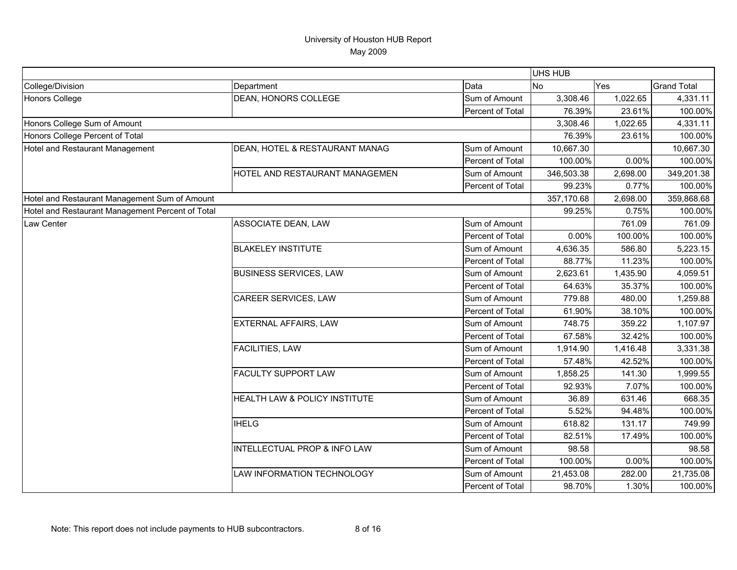# University of Houston HUB Report

May 2009

| | | | UHS HUB | | |
|---|---|---|---|---|---|
| College/Division | Department | Data | No | Yes | Grand Total |
| Honors College | DEAN, HONORS COLLEGE | Sum of Amount | 3,308.46 | 1,022.65 | 4,331.11 |
| | | Percent of Total | 76.39% | 23.61% | 100.00% |
| Honors College Sum of Amount | | | 3,308.46 | 1,022.65 | 4,331.11 |
| Honors College Percent of Total | | | 76.39% | 23.61% | 100.00% |
| Hotel and Restaurant Management | DEAN, HOTEL & RESTAURANT MANAG | Sum of Amount | 10,667.30 | | 10,667.30 |
| | | Percent of Total | 100.00% | 0.00% | 100.00% |
| | HOTEL AND RESTAURANT MANAGEMEN | Sum of Amount | 346,503.38 | 2,698.00 | 349,201.38 |
| | | Percent of Total | 99.23% | 0.77% | 100.00% |
| Hotel and Restaurant Management Sum of Amount | | | 357,170.68 | 2,698.00 | 359,868.68 |
| Hotel and Restaurant Management Percent of Total | | | 99.25% | 0.75% | 100.00% |
| Law Center | ASSOCIATE DEAN, LAW | Sum of Amount | | 761.09 | 761.09 |
| | | Percent of Total | 0.00% | 100.00% | 100.00% |
| | BLAKELEY INSTITUTE | Sum of Amount | 4,636.35 | 586.80 | 5,223.15 |
| | | Percent of Total | 88.77% | 11.23% | 100.00% |
| | BUSINESS SERVICES, LAW | Sum of Amount | 2,623.61 | 1,435.90 | 4,059.51 |
| | | Percent of Total | 64.63% | 35.37% | 100.00% |
| | CAREER SERVICES, LAW | Sum of Amount | 779.88 | 480.00 | 1,259.88 |
| | | Percent of Total | 61.90% | 38.10% | 100.00% |
| | EXTERNAL AFFAIRS, LAW | Sum of Amount | 748.75 | 359.22 | 1,107.97 |
| | | Percent of Total | 67.58% | 32.42% | 100.00% |
| | FACILITIES, LAW | Sum of Amount | 1,914.90 | 1,416.48 | 3,331.38 |
| | | Percent of Total | 57.48% | 42.52% | 100.00% |
| | FACULTY SUPPORT LAW | Sum of Amount | 1,858.25 | 141.30 | 1,999.55 |
| | | Percent of Total | 92.93% | 7.07% | 100.00% |
| | HEALTH LAW & POLICY INSTITUTE | Sum of Amount | 36.89 | 631.46 | 668.35 |
| | | Percent of Total | 5.52% | 94.48% | 100.00% |
| | IHELG | Sum of Amount | 618.82 | 131.17 | 749.99 |
| | | Percent of Total | 82.51% | 17.49% | 100.00% |
| | INTELLECTUAL PROP & INFO LAW | Sum of Amount | 98.58 | | 98.58 |
| | | Percent of Total | 100.00% | 0.00% | 100.00% |
| | LAW INFORMATION TECHNOLOGY | Sum of Amount | 21,453.08 | 282.00 | 21,735.08 |
| | | Percent of Total | 98.70% | 1.30% | 100.00% |

Note: This report does not include payments to HUB subcontractors.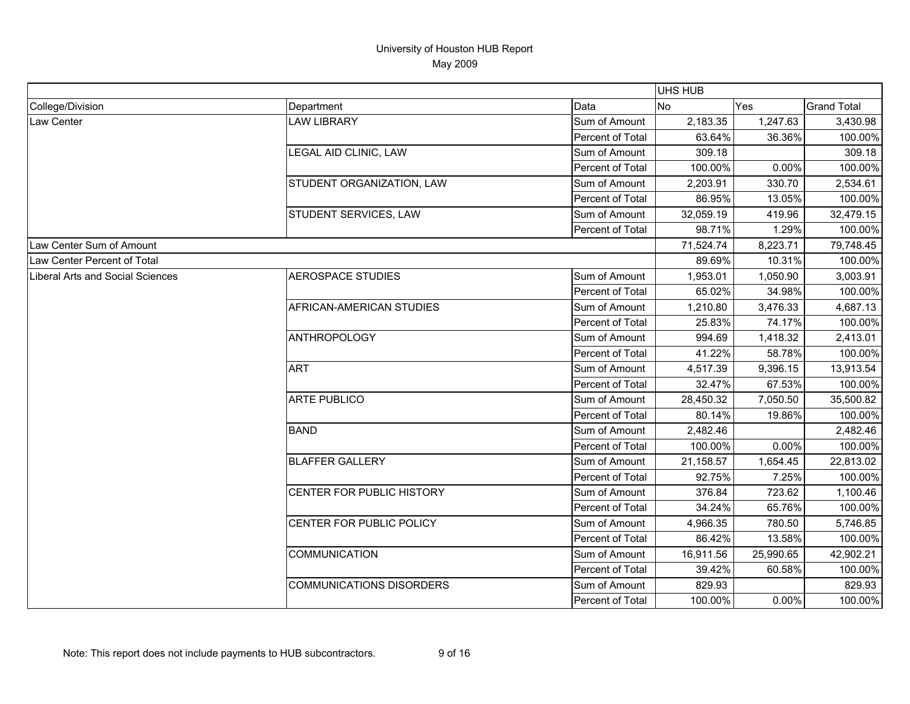# University of Houston HUB Report

May 2009

| | | | UHS HUB | | |
|---|---|---|---|---|---|
| College/Division | Department | Data | No | Yes | Grand Total |
| Law Center | LAW LIBRARY | Sum of Amount | 2,183.35 | 1,247.63 | 3,430.98 |
| | | Percent of Total | 63.64% | 36.36% | 100.00% |
| | LEGAL AID CLINIC, LAW | Sum of Amount | 309.18 | | 309.18 |
| | | Percent of Total | 100.00% | 0.00% | 100.00% |
| | STUDENT ORGANIZATION, LAW | Sum of Amount | 2,203.91 | 330.70 | 2,534.61 |
| | | Percent of Total | 86.95% | 13.05% | 100.00% |
| | STUDENT SERVICES, LAW | Sum of Amount | 32,059.19 | 419.96 | 32,479.15 |
| | | Percent of Total | 98.71% | 1.29% | 100.00% |
| Law Center Sum of Amount | | | 71,524.74 | 8,223.71 | 79,748.45 |
| Law Center Percent of Total | | | 89.69% | 10.31% | 100.00% |
| Liberal Arts and Social Sciences | AEROSPACE STUDIES | Sum of Amount | 1,953.01 | 1,050.90 | 3,003.91 |
| | | Percent of Total | 65.02% | 34.98% | 100.00% |
| | AFRICAN-AMERICAN STUDIES | Sum of Amount | 1,210.80 | 3,476.33 | 4,687.13 |
| | | Percent of Total | 25.83% | 74.17% | 100.00% |
| | ANTHROPOLOGY | Sum of Amount | 994.69 | 1,418.32 | 2,413.01 |
| | | Percent of Total | 41.22% | 58.78% | 100.00% |
| | ART | Sum of Amount | 4,517.39 | 9,396.15 | 13,913.54 |
| | | Percent of Total | 32.47% | 67.53% | 100.00% |
| | ARTE PUBLICO | Sum of Amount | 28,450.32 | 7,050.50 | 35,500.82 |
| | | Percent of Total | 80.14% | 19.86% | 100.00% |
| | BAND | Sum of Amount | 2,482.46 | | 2,482.46 |
| | | Percent of Total | 100.00% | 0.00% | 100.00% |
| | BLAFFER GALLERY | Sum of Amount | 21,158.57 | 1,654.45 | 22,813.02 |
| | | Percent of Total | 92.75% | 7.25% | 100.00% |
| | CENTER FOR PUBLIC HISTORY | Sum of Amount | 376.84 | 723.62 | 1,100.46 |
| | | Percent of Total | 34.24% | 65.76% | 100.00% |
| | CENTER FOR PUBLIC POLICY | Sum of Amount | 4,966.35 | 780.50 | 5,746.85 |
| | | Percent of Total | 86.42% | 13.58% | 100.00% |
| | COMMUNICATION | Sum of Amount | 16,911.56 | 25,990.65 | 42,902.21 |
| | | Percent of Total | 39.42% | 60.58% | 100.00% |
| | COMMUNICATIONS DISORDERS | Sum of Amount | 829.93 | | 829.93 |
| | | Percent of Total | 100.00% | 0.00% | 100.00% |

Note: This report does not include payments to HUB subcontractors.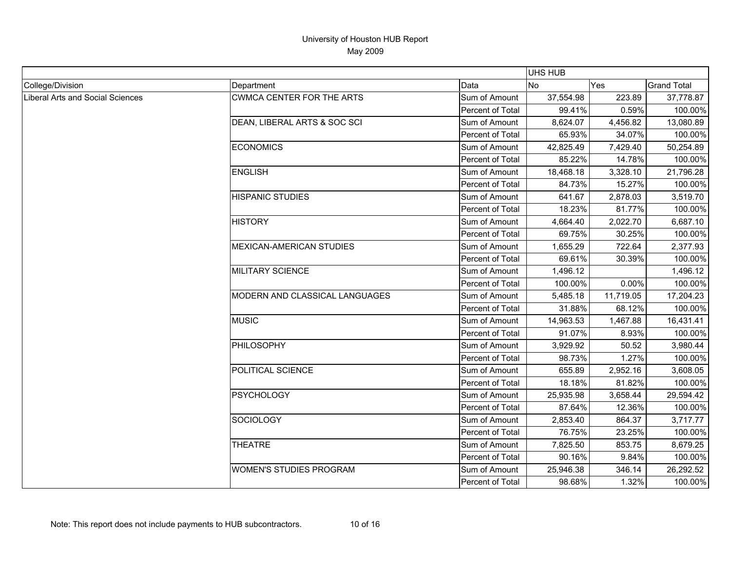# University of Houston HUB Report

May 2009

| | | | UHS HUB | | |
|---|---|---|---|---|---|
| College/Division | Department | Data | No | Yes | Grand Total |
| Liberal Arts and Social Sciences | CWMCA CENTER FOR THE ARTS | Sum of Amount | 37,554.98 | 223.89 | 37,778.87 |
| | | Percent of Total | 99.41% | 0.59% | 100.00% |
| | DEAN, LIBERAL ARTS & SOC SCI | Sum of Amount | 8,624.07 | 4,456.82 | 13,080.89 |
| | | Percent of Total | 65.93% | 34.07% | 100.00% |
| | ECONOMICS | Sum of Amount | 42,825.49 | 7,429.40 | 50,254.89 |
| | | Percent of Total | 85.22% | 14.78% | 100.00% |
| | ENGLISH | Sum of Amount | 18,468.18 | 3,328.10 | 21,796.28 |
| | | Percent of Total | 84.73% | 15.27% | 100.00% |
| | HISPANIC STUDIES | Sum of Amount | 641.67 | 2,878.03 | 3,519.70 |
| | | Percent of Total | 18.23% | 81.77% | 100.00% |
| | HISTORY | Sum of Amount | 4,664.40 | 2,022.70 | 6,687.10 |
| | | Percent of Total | 69.75% | 30.25% | 100.00% |
| | MEXICAN-AMERICAN STUDIES | Sum of Amount | 1,655.29 | 722.64 | 2,377.93 |
| | | Percent of Total | 69.61% | 30.39% | 100.00% |
| | MILITARY SCIENCE | Sum of Amount | 1,496.12 | | 1,496.12 |
| | | Percent of Total | 100.00% | 0.00% | 100.00% |
| | MODERN AND CLASSICAL LANGUAGES | Sum of Amount | 5,485.18 | 11,719.05 | 17,204.23 |
| | | Percent of Total | 31.88% | 68.12% | 100.00% |
| | MUSIC | Sum of Amount | 14,963.53 | 1,467.88 | 16,431.41 |
| | | Percent of Total | 91.07% | 8.93% | 100.00% |
| | PHILOSOPHY | Sum of Amount | 3,929.92 | 50.52 | 3,980.44 |
| | | Percent of Total | 98.73% | 1.27% | 100.00% |
| | POLITICAL SCIENCE | Sum of Amount | 655.89 | 2,952.16 | 3,608.05 |
| | | Percent of Total | 18.18% | 81.82% | 100.00% |
| | PSYCHOLOGY | Sum of Amount | 25,935.98 | 3,658.44 | 29,594.42 |
| | | Percent of Total | 87.64% | 12.36% | 100.00% |
| | SOCIOLOGY | Sum of Amount | 2,853.40 | 864.37 | 3,717.77 |
| | | Percent of Total | 76.75% | 23.25% | 100.00% |
| | THEATRE | Sum of Amount | 7,825.50 | 853.75 | 8,679.25 |
| | | Percent of Total | 90.16% | 9.84% | 100.00% |
| | WOMEN'S STUDIES PROGRAM | Sum of Amount | 25,946.38 | 346.14 | 26,292.52 |
| | | Percent of Total | 98.68% | 1.32% | 100.00% |

Note: This report does not include payments to HUB subcontractors.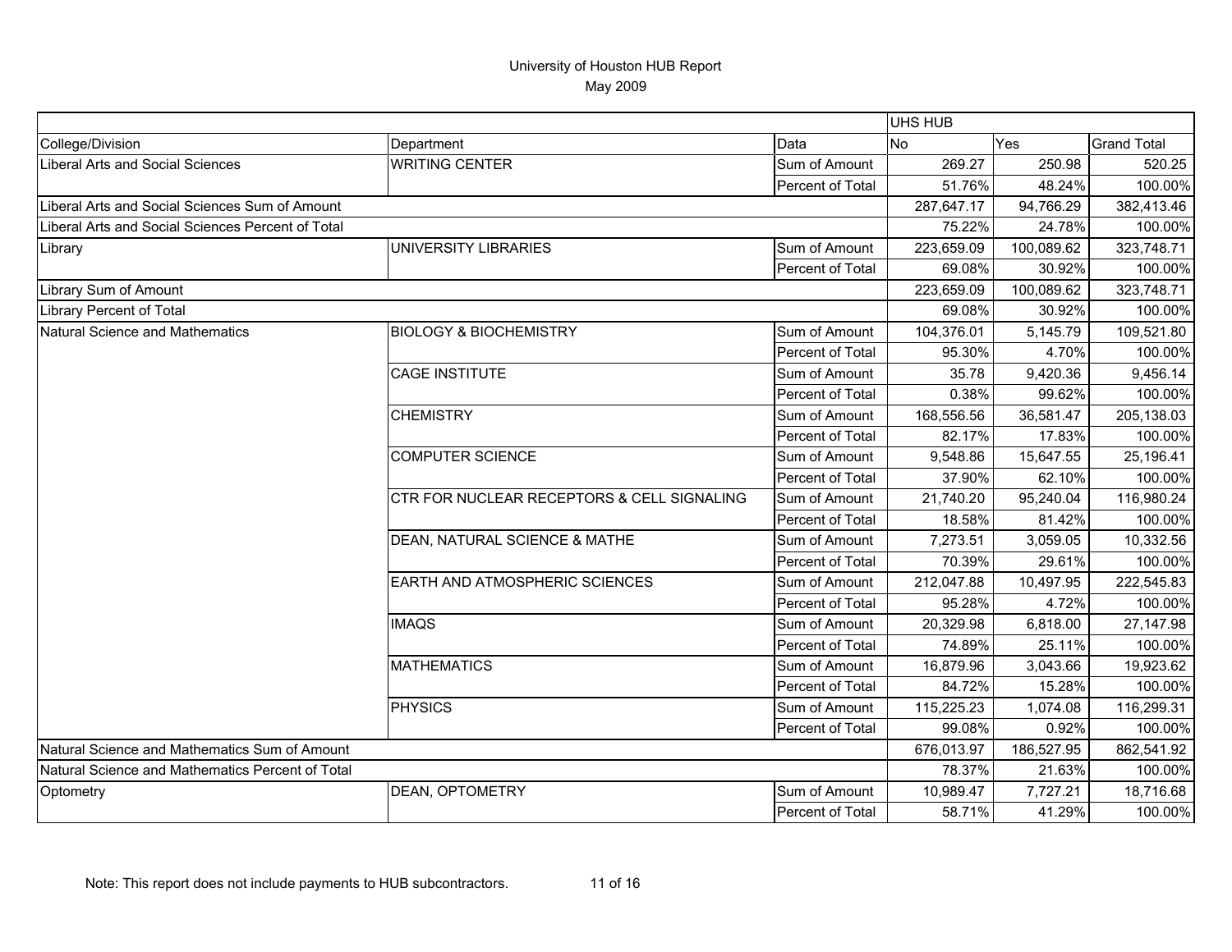# University of Houston HUB Report

May 2009

| | | | UHS HUB | | |
|---|---|---|---|---|---|
| College/Division | Department | Data | No | Yes | Grand Total |
| Liberal Arts and Social Sciences | WRITING CENTER | Sum of Amount | 269.27 | 250.98 | 520.25 |
| | | Percent of Total | 51.76% | 48.24% | 100.00% |
| Liberal Arts and Social Sciences Sum of Amount | | | 287,647.17 | 94,766.29 | 382,413.46 |
| Liberal Arts and Social Sciences Percent of Total | | | 75.22% | 24.78% | 100.00% |
| Library | UNIVERSITY LIBRARIES | Sum of Amount | 223,659.09 | 100,089.62 | 323,748.71 |
| | | Percent of Total | 69.08% | 30.92% | 100.00% |
| Library Sum of Amount | | | 223,659.09 | 100,089.62 | 323,748.71 |
| Library Percent of Total | | | 69.08% | 30.92% | 100.00% |
| Natural Science and Mathematics | BIOLOGY & BIOCHEMISTRY | Sum of Amount | 104,376.01 | 5,145.79 | 109,521.80 |
| | | Percent of Total | 95.30% | 4.70% | 100.00% |
| | CAGE INSTITUTE | Sum of Amount | 35.78 | 9,420.36 | 9,456.14 |
| | | Percent of Total | 0.38% | 99.62% | 100.00% |
| | CHEMISTRY | Sum of Amount | 168,556.56 | 36,581.47 | 205,138.03 |
| | | Percent of Total | 82.17% | 17.83% | 100.00% |
| | COMPUTER SCIENCE | Sum of Amount | 9,548.86 | 15,647.55 | 25,196.41 |
| | | Percent of Total | 37.90% | 62.10% | 100.00% |
| | CTR FOR NUCLEAR RECEPTORS & CELL SIGNALING | Sum of Amount | 21,740.20 | 95,240.04 | 116,980.24 |
| | | Percent of Total | 18.58% | 81.42% | 100.00% |
| | DEAN, NATURAL SCIENCE & MATHE | Sum of Amount | 7,273.51 | 3,059.05 | 10,332.56 |
| | | Percent of Total | 70.39% | 29.61% | 100.00% |
| | EARTH AND ATMOSPHERIC SCIENCES | Sum of Amount | 212,047.88 | 10,497.95 | 222,545.83 |
| | | Percent of Total | 95.28% | 4.72% | 100.00% |
| | IMAQS | Sum of Amount | 20,329.98 | 6,818.00 | 27,147.98 |
| | | Percent of Total | 74.89% | 25.11% | 100.00% |
| | MATHEMATICS | Sum of Amount | 16,879.96 | 3,043.66 | 19,923.62 |
| | | Percent of Total | 84.72% | 15.28% | 100.00% |
| | PHYSICS | Sum of Amount | 115,225.23 | 1,074.08 | 116,299.31 |
| | | Percent of Total | 99.08% | 0.92% | 100.00% |
| Natural Science and Mathematics Sum of Amount | | | 676,013.97 | 186,527.95 | 862,541.92 |
| Natural Science and Mathematics Percent of Total | | | 78.37% | 21.63% | 100.00% |
| Optometry | DEAN, OPTOMETRY | Sum of Amount | 10,989.47 | 7,727.21 | 18,716.68 |
| | | Percent of Total | 58.71% | 41.29% | 100.00% |

Note: This report does not include payments to HUB subcontractors.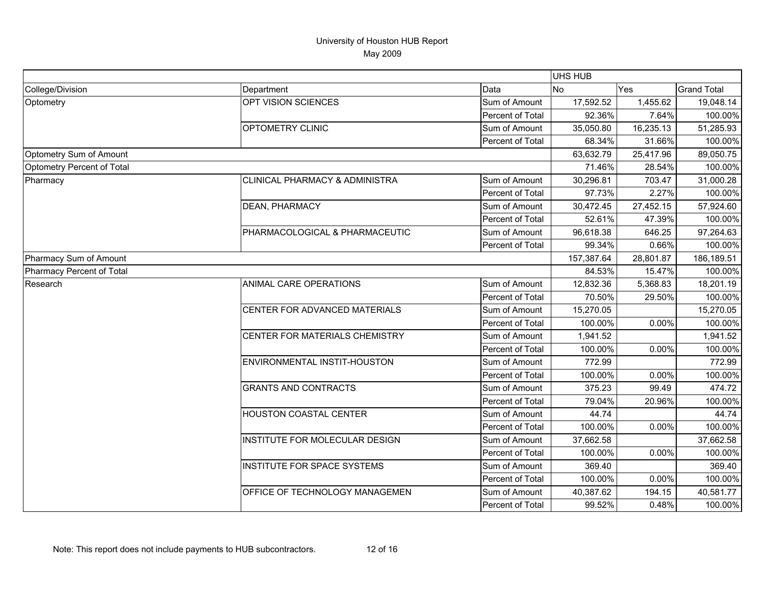# University of Houston HUB Report

May 2009

| | | | UHS HUB | | |
|---|---|---|---|---|---|
| College/Division | Department | Data | No | Yes | Grand Total |
| Optometry | OPT VISION SCIENCES | Sum of Amount | 17,592.52 | 1,455.62 | 19,048.14 |
| | | Percent of Total | 92.36% | 7.64% | 100.00% |
| | OPTOMETRY CLINIC | Sum of Amount | 35,050.80 | 16,235.13 | 51,285.93 |
| | | Percent of Total | 68.34% | 31.66% | 100.00% |
| Optometry Sum of Amount | | | 63,632.79 | 25,417.96 | 89,050.75 |
| Optometry Percent of Total | | | 71.46% | 28.54% | 100.00% |
| Pharmacy | CLINICAL PHARMACY & ADMINISTRA | Sum of Amount | 30,296.81 | 703.47 | 31,000.28 |
| | | Percent of Total | 97.73% | 2.27% | 100.00% |
| | DEAN, PHARMACY | Sum of Amount | 30,472.45 | 27,452.15 | 57,924.60 |
| | | Percent of Total | 52.61% | 47.39% | 100.00% |
| | PHARMACOLOGICAL & PHARMACEUTIC | Sum of Amount | 96,618.38 | 646.25 | 97,264.63 |
| | | Percent of Total | 99.34% | 0.66% | 100.00% |
| Pharmacy Sum of Amount | | | 157,387.64 | 28,801.87 | 186,189.51 |
| Pharmacy Percent of Total | | | 84.53% | 15.47% | 100.00% |
| Research | ANIMAL CARE OPERATIONS | Sum of Amount | 12,832.36 | 5,368.83 | 18,201.19 |
| | | Percent of Total | 70.50% | 29.50% | 100.00% |
| | CENTER FOR ADVANCED MATERIALS | Sum of Amount | 15,270.05 | | 15,270.05 |
| | | Percent of Total | 100.00% | 0.00% | 100.00% |
| | CENTER FOR MATERIALS CHEMISTRY | Sum of Amount | 1,941.52 | | 1,941.52 |
| | | Percent of Total | 100.00% | 0.00% | 100.00% |
| | ENVIRONMENTAL INSTIT-HOUSTON | Sum of Amount | 772.99 | | 772.99 |
| | | Percent of Total | 100.00% | 0.00% | 100.00% |
| | GRANTS AND CONTRACTS | Sum of Amount | 375.23 | 99.49 | 474.72 |
| | | Percent of Total | 79.04% | 20.96% | 100.00% |
| | HOUSTON COASTAL CENTER | Sum of Amount | 44.74 | | 44.74 |
| | | Percent of Total | 100.00% | 0.00% | 100.00% |
| | INSTITUTE FOR MOLECULAR DESIGN | Sum of Amount | 37,662.58 | | 37,662.58 |
| | | Percent of Total | 100.00% | 0.00% | 100.00% |
| | INSTITUTE FOR SPACE SYSTEMS | Sum of Amount | 369.40 | | 369.40 |
| | | Percent of Total | 100.00% | 0.00% | 100.00% |
| | OFFICE OF TECHNOLOGY MANAGEMEN | Sum of Amount | 40,387.62 | 194.15 | 40,581.77 |
| | | Percent of Total | 99.52% | 0.48% | 100.00% |

Note: This report does not include payments to HUB subcontractors.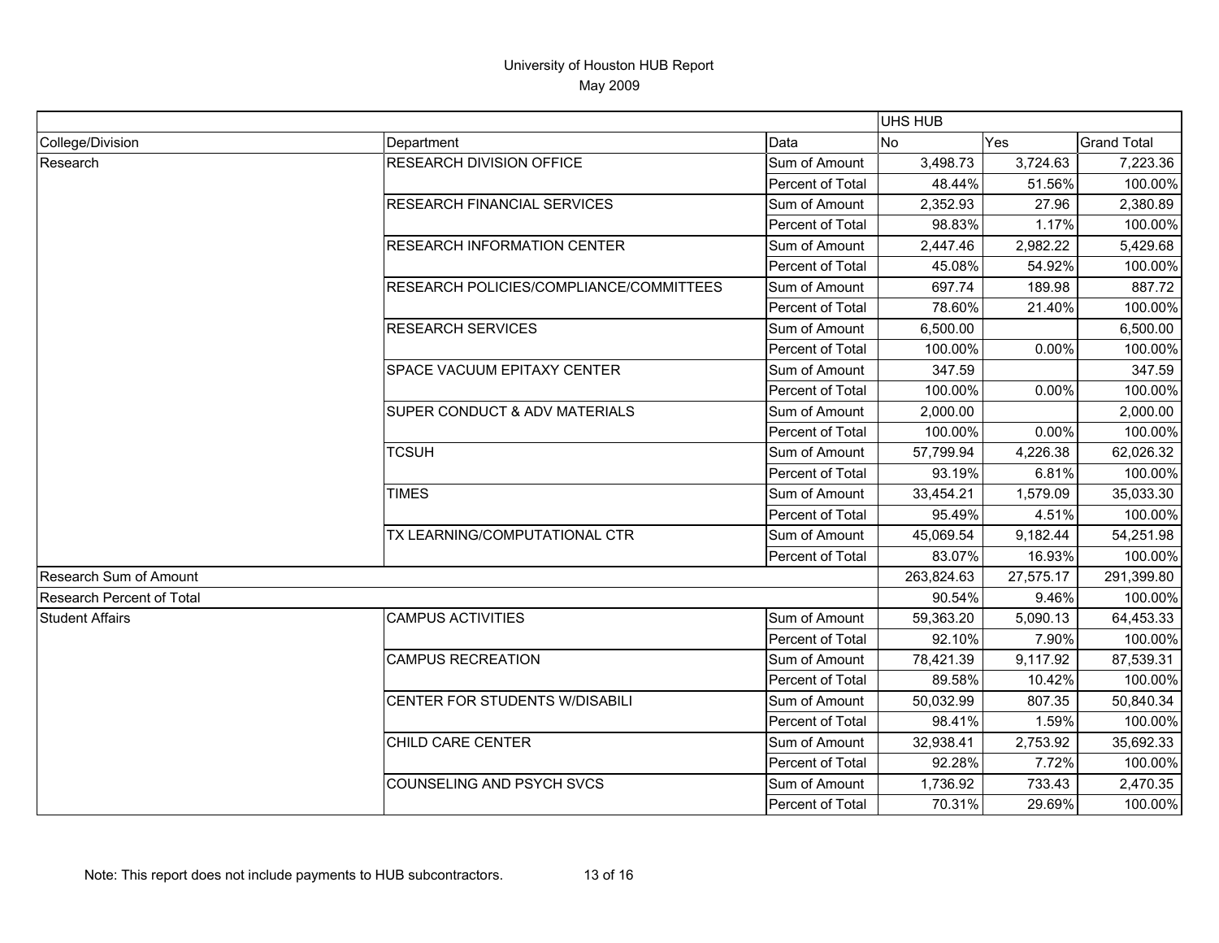# University of Houston HUB Report

May 2009

| | | | UHS HUB | | |
|---|---|---|---|---|---|
| College/Division | Department | Data | No | Yes | Grand Total |
| Research | RESEARCH DIVISION OFFICE | Sum of Amount | 3,498.73 | 3,724.63 | 7,223.36 |
| | | Percent of Total | 48.44% | 51.56% | 100.00% |
| | RESEARCH FINANCIAL SERVICES | Sum of Amount | 2,352.93 | 27.96 | 2,380.89 |
| | | Percent of Total | 98.83% | 1.17% | 100.00% |
| | RESEARCH INFORMATION CENTER | Sum of Amount | 2,447.46 | 2,982.22 | 5,429.68 |
| | | Percent of Total | 45.08% | 54.92% | 100.00% |
| | RESEARCH POLICIES/COMPLIANCE/COMMITTEES | Sum of Amount | 697.74 | 189.98 | 887.72 |
| | | Percent of Total | 78.60% | 21.40% | 100.00% |
| | RESEARCH SERVICES | Sum of Amount | 6,500.00 | | 6,500.00 |
| | | Percent of Total | 100.00% | 0.00% | 100.00% |
| | SPACE VACUUM EPITAXY CENTER | Sum of Amount | 347.59 | | 347.59 |
| | | Percent of Total | 100.00% | 0.00% | 100.00% |
| | SUPER CONDUCT & ADV MATERIALS | Sum of Amount | 2,000.00 | | 2,000.00 |
| | | Percent of Total | 100.00% | 0.00% | 100.00% |
| | TCSUH | Sum of Amount | 57,799.94 | 4,226.38 | 62,026.32 |
| | | Percent of Total | 93.19% | 6.81% | 100.00% |
| | TIMES | Sum of Amount | 33,454.21 | 1,579.09 | 35,033.30 |
| | | Percent of Total | 95.49% | 4.51% | 100.00% |
| | TX LEARNING/COMPUTATIONAL CTR | Sum of Amount | 45,069.54 | 9,182.44 | 54,251.98 |
| | | Percent of Total | 83.07% | 16.93% | 100.00% |
| Research Sum of Amount | | | 263,824.63 | 27,575.17 | 291,399.80 |
| Research Percent of Total | | | 90.54% | 9.46% | 100.00% |
| Student Affairs | CAMPUS ACTIVITIES | Sum of Amount | 59,363.20 | 5,090.13 | 64,453.33 |
| | | Percent of Total | 92.10% | 7.90% | 100.00% |
| | CAMPUS RECREATION | Sum of Amount | 78,421.39 | 9,117.92 | 87,539.31 |
| | | Percent of Total | 89.58% | 10.42% | 100.00% |
| | CENTER FOR STUDENTS W/DISABILI | Sum of Amount | 50,032.99 | 807.35 | 50,840.34 |
| | | Percent of Total | 98.41% | 1.59% | 100.00% |
| | CHILD CARE CENTER | Sum of Amount | 32,938.41 | 2,753.92 | 35,692.33 |
| | | Percent of Total | 92.28% | 7.72% | 100.00% |
| | COUNSELING AND PSYCH SVCS | Sum of Amount | 1,736.92 | 733.43 | 2,470.35 |
| | | Percent of Total | 70.31% | 29.69% | 100.00% |

Note: This report does not include payments to HUB subcontractors.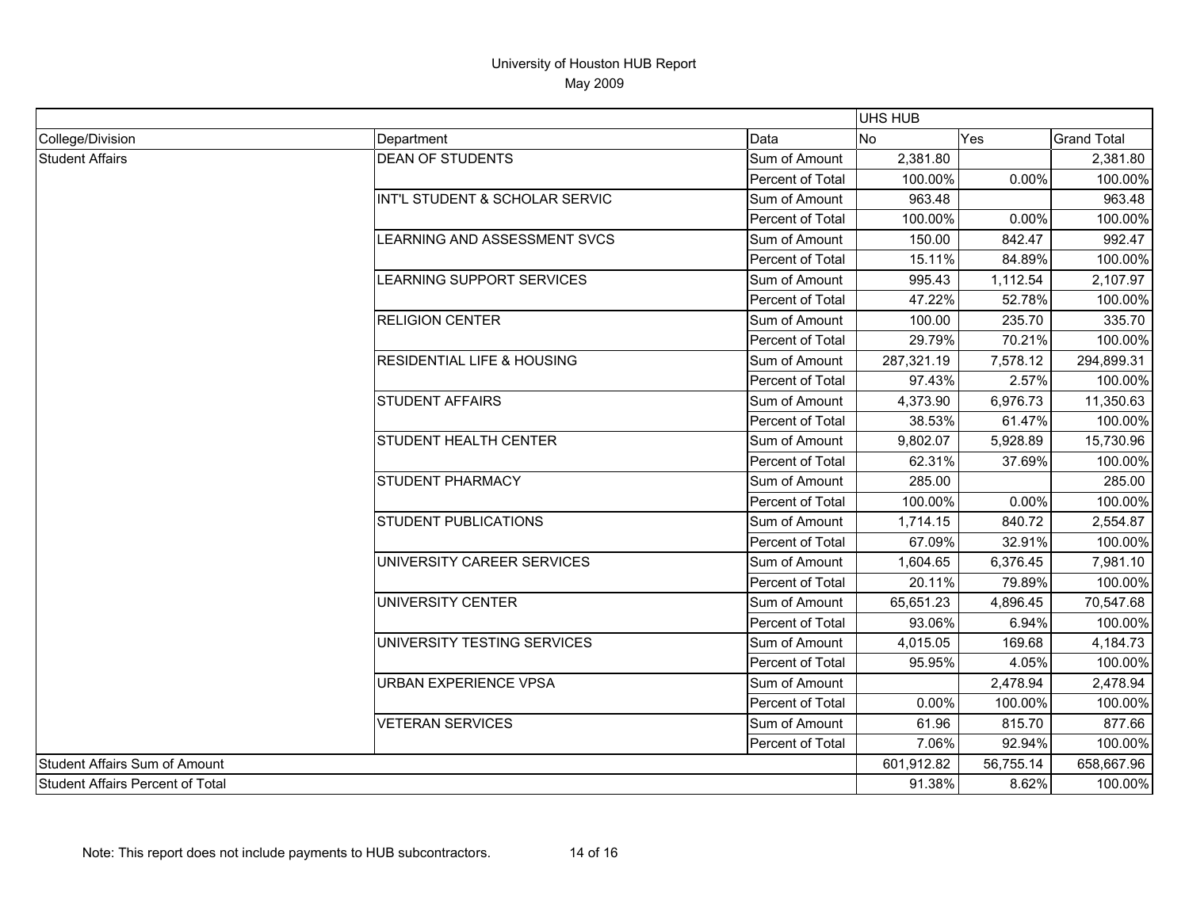# University of Houston HUB Report

May 2009

| | | | UHS HUB | | |
|---|---|---|---|---|---|
| College/Division | Department | Data | No | Yes | Grand Total |
| Student Affairs | DEAN OF STUDENTS | Sum of Amount | 2,381.80 | | 2,381.80 |
| | | Percent of Total | 100.00% | 0.00% | 100.00% |
| | INT'L STUDENT & SCHOLAR SERVIC | Sum of Amount | 963.48 | | 963.48 |
| | | Percent of Total | 100.00% | 0.00% | 100.00% |
| | LEARNING AND ASSESSMENT SVCS | Sum of Amount | 150.00 | 842.47 | 992.47 |
| | | Percent of Total | 15.11% | 84.89% | 100.00% |
| | LEARNING SUPPORT SERVICES | Sum of Amount | 995.43 | 1,112.54 | 2,107.97 |
| | | Percent of Total | 47.22% | 52.78% | 100.00% |
| | RELIGION CENTER | Sum of Amount | 100.00 | 235.70 | 335.70 |
| | | Percent of Total | 29.79% | 70.21% | 100.00% |
| | RESIDENTIAL LIFE & HOUSING | Sum of Amount | 287,321.19 | 7,578.12 | 294,899.31 |
| | | Percent of Total | 97.43% | 2.57% | 100.00% |
| | STUDENT AFFAIRS | Sum of Amount | 4,373.90 | 6,976.73 | 11,350.63 |
| | | Percent of Total | 38.53% | 61.47% | 100.00% |
| | STUDENT HEALTH CENTER | Sum of Amount | 9,802.07 | 5,928.89 | 15,730.96 |
| | | Percent of Total | 62.31% | 37.69% | 100.00% |
| | STUDENT PHARMACY | Sum of Amount | 285.00 | | 285.00 |
| | | Percent of Total | 100.00% | 0.00% | 100.00% |
| | STUDENT PUBLICATIONS | Sum of Amount | 1,714.15 | 840.72 | 2,554.87 |
| | | Percent of Total | 67.09% | 32.91% | 100.00% |
| | UNIVERSITY CAREER SERVICES | Sum of Amount | 1,604.65 | 6,376.45 | 7,981.10 |
| | | Percent of Total | 20.11% | 79.89% | 100.00% |
| | UNIVERSITY CENTER | Sum of Amount | 65,651.23 | 4,896.45 | 70,547.68 |
| | | Percent of Total | 93.06% | 6.94% | 100.00% |
| | UNIVERSITY TESTING SERVICES | Sum of Amount | 4,015.05 | 169.68 | 4,184.73 |
| | | Percent of Total | 95.95% | 4.05% | 100.00% |
| | URBAN EXPERIENCE VPSA | Sum of Amount | | 2,478.94 | 2,478.94 |
| | | Percent of Total | 0.00% | 100.00% | 100.00% |
| | VETERAN SERVICES | Sum of Amount | 61.96 | 815.70 | 877.66 |
| | | Percent of Total | 7.06% | 92.94% | 100.00% |
| Student Affairs Sum of Amount | | | 601,912.82 | 56,755.14 | 658,667.96 |
| Student Affairs Percent of Total | | | 91.38% | 8.62% | 100.00% |

Note: This report does not include payments to HUB subcontractors.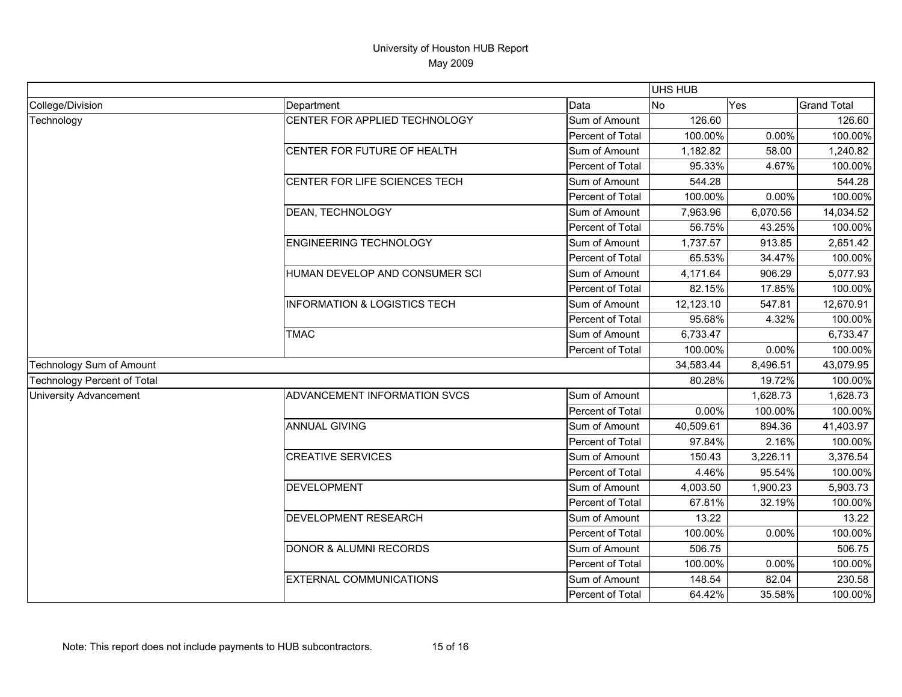# University of Houston HUB Report

May 2009

| | | | UHS HUB | | |
|---|---|---|---|---|---|
| College/Division | Department | Data | No | Yes | Grand Total |
| Technology | CENTER FOR APPLIED TECHNOLOGY | Sum of Amount | 126.60 | | 126.60 |
| | | Percent of Total | 100.00% | 0.00% | 100.00% |
| | CENTER FOR FUTURE OF HEALTH | Sum of Amount | 1,182.82 | 58.00 | 1,240.82 |
| | | Percent of Total | 95.33% | 4.67% | 100.00% |
| | CENTER FOR LIFE SCIENCES TECH | Sum of Amount | 544.28 | | 544.28 |
| | | Percent of Total | 100.00% | 0.00% | 100.00% |
| | DEAN, TECHNOLOGY | Sum of Amount | 7,963.96 | 6,070.56 | 14,034.52 |
| | | Percent of Total | 56.75% | 43.25% | 100.00% |
| | ENGINEERING TECHNOLOGY | Sum of Amount | 1,737.57 | 913.85 | 2,651.42 |
| | | Percent of Total | 65.53% | 34.47% | 100.00% |
| | HUMAN DEVELOP AND CONSUMER SCI | Sum of Amount | 4,171.64 | 906.29 | 5,077.93 |
| | | Percent of Total | 82.15% | 17.85% | 100.00% |
| | INFORMATION & LOGISTICS TECH | Sum of Amount | 12,123.10 | 547.81 | 12,670.91 |
| | | Percent of Total | 95.68% | 4.32% | 100.00% |
| | TMAC | Sum of Amount | 6,733.47 | | 6,733.47 |
| | | Percent of Total | 100.00% | 0.00% | 100.00% |
| Technology Sum of Amount | | | 34,583.44 | 8,496.51 | 43,079.95 |
| Technology Percent of Total | | | 80.28% | 19.72% | 100.00% |
| University Advancement | ADVANCEMENT INFORMATION SVCS | Sum of Amount | | 1,628.73 | 1,628.73 |
| | | Percent of Total | 0.00% | 100.00% | 100.00% |
| | ANNUAL GIVING | Sum of Amount | 40,509.61 | 894.36 | 41,403.97 |
| | | Percent of Total | 97.84% | 2.16% | 100.00% |
| | CREATIVE SERVICES | Sum of Amount | 150.43 | 3,226.11 | 3,376.54 |
| | | Percent of Total | 4.46% | 95.54% | 100.00% |
| | DEVELOPMENT | Sum of Amount | 4,003.50 | 1,900.23 | 5,903.73 |
| | | Percent of Total | 67.81% | 32.19% | 100.00% |
| | DEVELOPMENT RESEARCH | Sum of Amount | 13.22 | | 13.22 |
| | | Percent of Total | 100.00% | 0.00% | 100.00% |
| | DONOR & ALUMNI RECORDS | Sum of Amount | 506.75 | | 506.75 |
| | | Percent of Total | 100.00% | 0.00% | 100.00% |
| | EXTERNAL COMMUNICATIONS | Sum of Amount | 148.54 | 82.04 | 230.58 |
| | | Percent of Total | 64.42% | 35.58% | 100.00% |

Note: This report does not include payments to HUB subcontractors.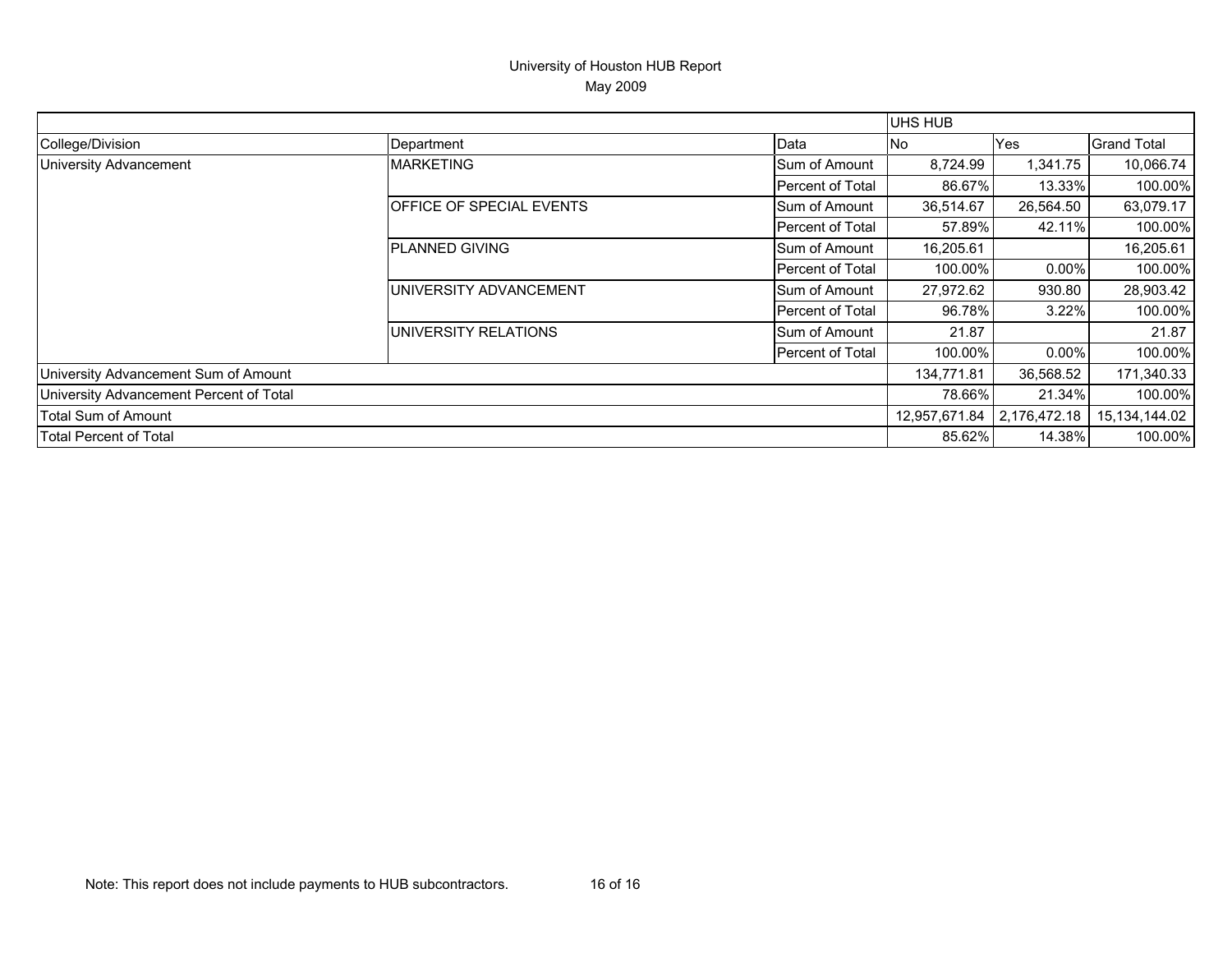University of Houston HUB Report

May 2009

| | | | UHS HUB | | |
|---|---|---|---|---|---|
| College/Division | Department | Data | No | Yes | Grand Total |
| University Advancement | MARKETING | Sum of Amount | 8,724.99 | 1,341.75 | 10,066.74 |
| | | Percent of Total | 86.67% | 13.33% | 100.00% |
| | OFFICE OF SPECIAL EVENTS | Sum of Amount | 36,514.67 | 26,564.50 | 63,079.17 |
| | | Percent of Total | 57.89% | 42.11% | 100.00% |
| | PLANNED GIVING | Sum of Amount | 16,205.61 | | 16,205.61 |
| | | Percent of Total | 100.00% | 0.00% | 100.00% |
| | UNIVERSITY ADVANCEMENT | Sum of Amount | 27,972.62 | 930.80 | 28,903.42 |
| | | Percent of Total | 96.78% | 3.22% | 100.00% |
| | UNIVERSITY RELATIONS | Sum of Amount | 21.87 | | 21.87 |
| | | Percent of Total | 100.00% | 0.00% | 100.00% |
| University Advancement Sum of Amount | | | 134,771.81 | 36,568.52 | 171,340.33 |
| University Advancement Percent of Total | | | 78.66% | 21.34% | 100.00% |
| Total Sum of Amount | | | 12,957,671.84 | 2,176,472.18 | 15,134,144.02 |
| Total Percent of Total | | | 85.62% | 14.38% | 100.00% |

Note: This report does not include payments to HUB subcontractors.